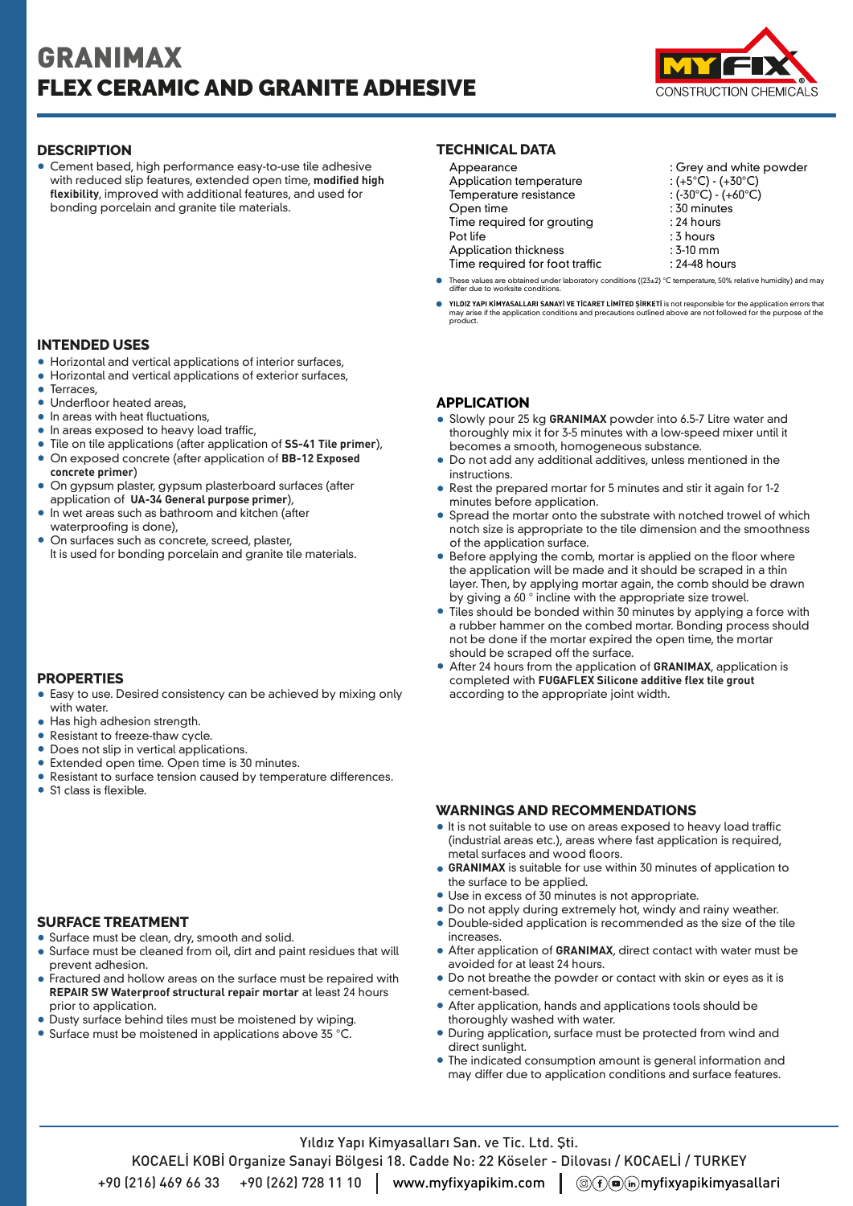# GRANIMAX

## FLEX CERAMIC AND GRANITE ADHESIVE

MYFIX CONSTRUCTION CHEMICALS

## DESCRIPTION

- Cement based, high performance easy-to-use tile adhesive with reduced slip features, extended open time, **modified high flexibility**, improved with additional features, and used for bonding porcelain and granite tile materials.

## INTENDED USES

- Horizontal and vertical applications of interior surfaces,
- Horizontal and vertical applications of exterior surfaces,
- Terraces,
- Underfloor heated areas,
- In areas with heat fluctuations,
- In areas exposed to heavy load traffic,
- Tile on tile applications (after application of **SS-41 Tile primer**),
- On exposed concrete (after application of **BB-12 Exposed concrete primer**)
- On gypsum plaster, gypsum plasterboard surfaces (after application of **UA-34 General purpose primer**),
- In wet areas such as bathroom and kitchen (after waterproofing is done),
- On surfaces such as concrete, screed, plaster,
  It is used for bonding porcelain and granite tile materials.

## PROPERTIES

- Easy to use. Desired consistency can be achieved by mixing only with water.
- Has high adhesion strength.
- Resistant to freeze-thaw cycle.
- Does not slip in vertical applications.
- Extended open time. Open time is 30 minutes.
- Resistant to surface tension caused by temperature differences.
- S1 class is flexible.

## SURFACE TREATMENT

- Surface must be clean, dry, smooth and solid.
- Surface must be cleaned from oil, dirt and paint residues that will prevent adhesion.
- Fractured and hollow areas on the surface must be repaired with **REPAIR SW Waterproof structural repair mortar** at least 24 hours prior to application.
- Dusty surface behind tiles must be moistened by wiping.
- Surface must be moistened in applications above 35 °C.

## TECHNICAL DATA

| | |
|---|---|
| Appearance | : Grey and white powder |
| Application temperature | : (+5°C) - (+30°C) |
| Temperature resistance | : (-30°C) - (+60°C) |
| Open time | : 30 minutes |
| Time required for grouting | : 24 hours |
| Pot life | : 3 hours |
| Application thickness | : 3-10 mm |
| Time required for foot traffic | : 24-48 hours |

- These values are obtained under laboratory conditions ((23±2) °C temperature, 50% relative humidity) and may differ due to worksite conditions.
- **YILDIZ YAPI KİMYASALLARI SANAYİ VE TİCARET LİMİTED ŞİRKETİ** is not responsible for the application errors that may arise if the application conditions and precautions outlined above are not followed for the purpose of the product.

## APPLICATION

- Slowly pour 25 kg **GRANIMAX** powder into 6.5-7 Litre water and thoroughly mix it for 3-5 minutes with a low-speed mixer until it becomes a smooth, homogeneous substance.
- Do not add any additional additives, unless mentioned in the instructions.
- Rest the prepared mortar for 5 minutes and stir it again for 1-2 minutes before application.
- Spread the mortar onto the substrate with notched trowel of which notch size is appropriate to the tile dimension and the smoothness of the application surface.
- Before applying the comb, mortar is applied on the floor where the application will be made and it should be scraped in a thin layer. Then, by applying mortar again, the comb should be drawn by giving a 60 ° incline with the appropriate size trowel.
- Tiles should be bonded within 30 minutes by applying a force with a rubber hammer on the combed mortar. Bonding process should not be done if the mortar expired the open time, the mortar should be scraped off the surface.
- After 24 hours from the application of **GRANIMAX**, application is completed with **FUGAFLEX Silicone additive flex tile grout** according to the appropriate joint width.

## WARNINGS AND RECOMMENDATIONS

- It is not suitable to use on areas exposed to heavy load traffic (industrial areas etc.), areas where fast application is required, metal surfaces and wood floors.
- **GRANIMAX** is suitable for use within 30 minutes of application to the surface to be applied.
- Use in excess of 30 minutes is not appropriate.
- Do not apply during extremely hot, windy and rainy weather.
- Double-sided application is recommended as the size of the tile increases.
- After application of **GRANIMAX**, direct contact with water must be avoided for at least 24 hours.
- Do not breathe the powder or contact with skin or eyes as it is cement-based.
- After application, hands and applications tools should be thoroughly washed with water.
- During application, surface must be protected from wind and direct sunlight.
- The indicated consumption amount is general information and may differ due to application conditions and surface features.

Yıldız Yapı Kimyasalları San. ve Tic. Ltd. Şti.
KOCAELİ KOBİ Organize Sanayi Bölgesi 18. Cadde No: 22 Köseler - Dilovası / KOCAELİ / TURKEY
+90 (216) 469 66 33 +90 (262) 728 11 10 | www.myfixyapikim.com | myfixyapikimyasallari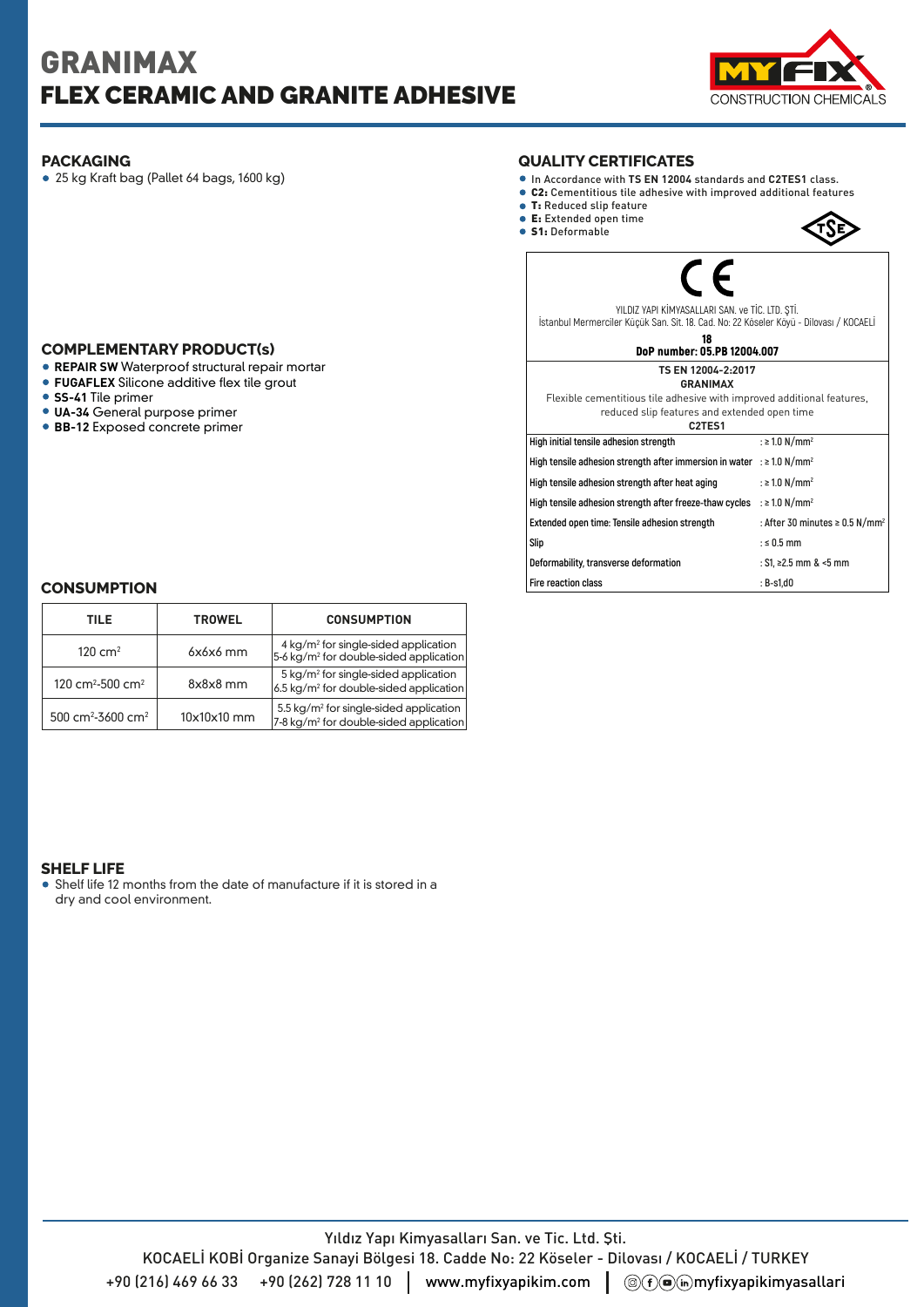# GRANIMAX
## FLEX CERAMIC AND GRANITE ADHESIVE

MYFIX CONSTRUCTION CHEMICALS

### PACKAGING

- 25 kg Kraft bag (Pallet 64 bags, 1600 kg)

### QUALITY CERTIFICATES

- In Accordance with **TS EN 12004** standards and **C2TES1** class.
- **C2:** Cementitious tile adhesive with improved additional features
- **T:** Reduced slip feature
- **E:** Extended open time
- **S1:** Deformable

CE

YILDIZ YAPI KİMYASALLARI SAN. ve TİC. LTD. ŞTİ.
İstanbul Mermerciler Küçük San. Sit. 18. Cad. No: 22 Köseler Köyü - Dilovası / KOCAELİ

**18**
**DoP number: 05.PB 12004.007**

**TS EN 12004-2:2017**
**GRANIMAX**
Flexible cementitious tile adhesive with improved additional features, reduced slip features and extended open time
**C2TES1**

| | |
|---|---|
| High initial tensile adhesion strength | : ≥ 1.0 N/mm² |
| High tensile adhesion strength after immersion in water | : ≥ 1.0 N/mm² |
| High tensile adhesion strength after heat aging | : ≥ 1.0 N/mm² |
| High tensile adhesion strength after freeze-thaw cycles | : ≥ 1.0 N/mm² |
| Extended open time: Tensile adhesion strength | : After 30 minutes ≥ 0.5 N/mm² |
| Slip | : ≤ 0.5 mm |
| Deformability, transverse deformation | : S1, ≥2.5 mm & <5 mm |
| Fire reaction class | : B-s1,d0 |

### COMPLEMENTARY PRODUCT(s)

- **REPAIR SW** Waterproof structural repair mortar
- **FUGAFLEX** Silicone additive flex tile grout
- **SS-41** Tile primer
- **UA-34** General purpose primer
- **BB-12** Exposed concrete primer

### CONSUMPTION

| TILE | TROWEL | CONSUMPTION |
|---|---|---|
| 120 cm² | 6x6x6 mm | 4 kg/m² for single-sided application<br>5-6 kg/m² for double-sided application |
| 120 cm²-500 cm² | 8x8x8 mm | 5 kg/m² for single-sided application<br>6.5 kg/m² for double-sided application |
| 500 cm²-3600 cm² | 10x10x10 mm | 5.5 kg/m² for single-sided application<br>7-8 kg/m² for double-sided application |

### SHELF LIFE

- Shelf life 12 months from the date of manufacture if it is stored in a dry and cool environment.

Yıldız Yapı Kimyasalları San. ve Tic. Ltd. Şti.
KOCAELİ KOBİ Organize Sanayi Bölgesi 18. Cadde No: 22 Köseler - Dilovası / KOCAELİ / TURKEY
+90 (216) 469 66 33 +90 (262) 728 11 10 | www.myfixyapikim.com | myfixyapikimyasallari